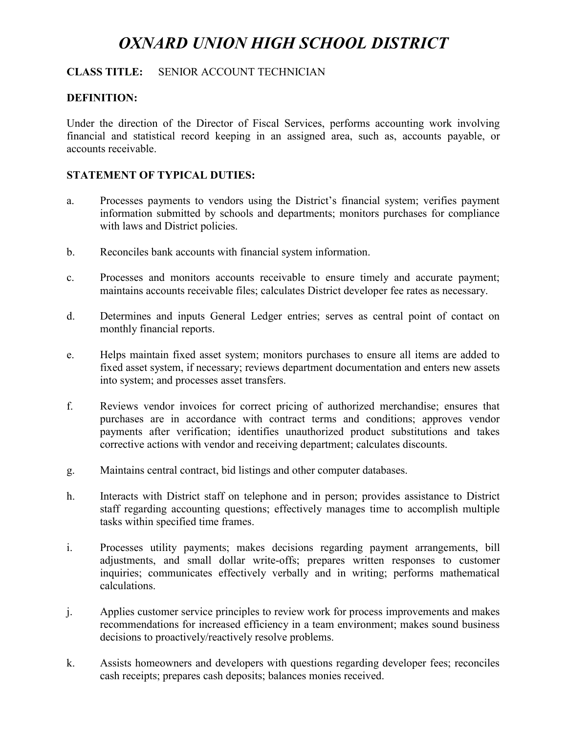# *OXNARD UNION HIGH SCHOOL DISTRICT*

**CLASS TITLE:** SENIOR ACCOUNT TECHNICIAN

**DEFINITION:**

Under the direction of the Director of Fiscal Services, performs accounting work involving financial and statistical record keeping in an assigned area, such as, accounts payable, or accounts receivable.

**STATEMENT OF TYPICAL DUTIES:**

a. Processes payments to vendors using the District's financial system; verifies payment information submitted by schools and departments; monitors purchases for compliance with laws and District policies.

b. Reconciles bank accounts with financial system information.

c. Processes and monitors accounts receivable to ensure timely and accurate payment; maintains accounts receivable files; calculates District developer fee rates as necessary.

d. Determines and inputs General Ledger entries; serves as central point of contact on monthly financial reports.

e. Helps maintain fixed asset system; monitors purchases to ensure all items are added to fixed asset system, if necessary; reviews department documentation and enters new assets into system; and processes asset transfers.

f. Reviews vendor invoices for correct pricing of authorized merchandise; ensures that purchases are in accordance with contract terms and conditions; approves vendor payments after verification; identifies unauthorized product substitutions and takes corrective actions with vendor and receiving department; calculates discounts.

g. Maintains central contract, bid listings and other computer databases.

h. Interacts with District staff on telephone and in person; provides assistance to District staff regarding accounting questions; effectively manages time to accomplish multiple tasks within specified time frames.

i. Processes utility payments; makes decisions regarding payment arrangements, bill adjustments, and small dollar write-offs; prepares written responses to customer inquiries; communicates effectively verbally and in writing; performs mathematical calculations.

j. Applies customer service principles to review work for process improvements and makes recommendations for increased efficiency in a team environment; makes sound business decisions to proactively/reactively resolve problems.

k. Assists homeowners and developers with questions regarding developer fees; reconciles cash receipts; prepares cash deposits; balances monies received.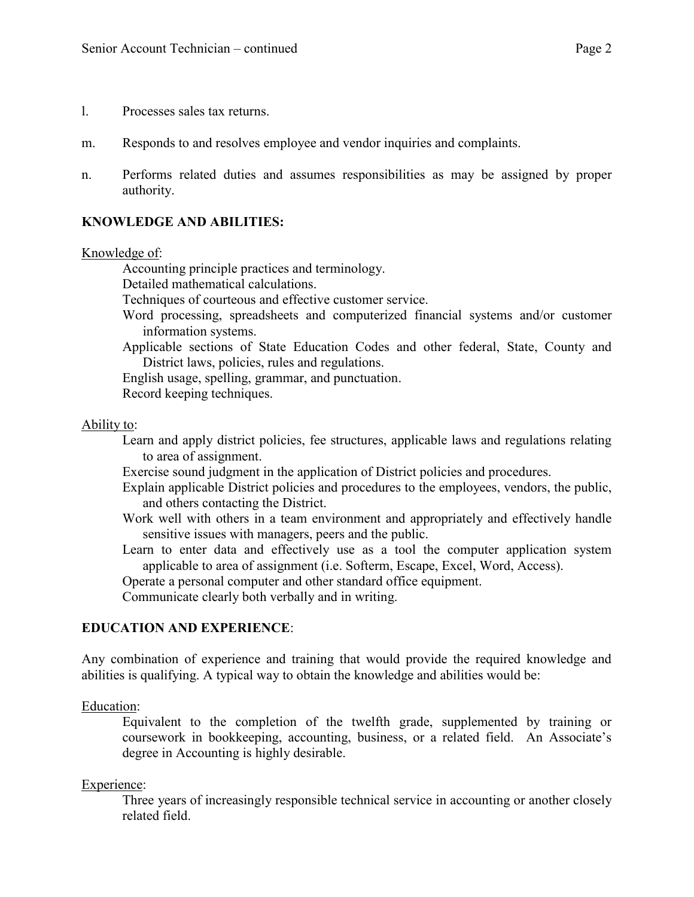l. Processes sales tax returns.

m. Responds to and resolves employee and vendor inquiries and complaints.

n. Performs related duties and assumes responsibilities as may be assigned by proper authority.

**KNOWLEDGE AND ABILITIES:**

Knowledge of:

Accounting principle practices and terminology.
Detailed mathematical calculations.
Techniques of courteous and effective customer service.
Word processing, spreadsheets and computerized financial systems and/or customer information systems.
Applicable sections of State Education Codes and other federal, State, County and District laws, policies, rules and regulations.
English usage, spelling, grammar, and punctuation.
Record keeping techniques.

Ability to:

Learn and apply district policies, fee structures, applicable laws and regulations relating to area of assignment.
Exercise sound judgment in the application of District policies and procedures.
Explain applicable District policies and procedures to the employees, vendors, the public, and others contacting the District.
Work well with others in a team environment and appropriately and effectively handle sensitive issues with managers, peers and the public.
Learn to enter data and effectively use as a tool the computer application system applicable to area of assignment (i.e. Softerm, Escape, Excel, Word, Access).
Operate a personal computer and other standard office equipment.
Communicate clearly both verbally and in writing.

**EDUCATION AND EXPERIENCE**:

Any combination of experience and training that would provide the required knowledge and abilities is qualifying. A typical way to obtain the knowledge and abilities would be:

Education:

Equivalent to the completion of the twelfth grade, supplemented by training or coursework in bookkeeping, accounting, business, or a related field. An Associate's degree in Accounting is highly desirable.

Experience:

Three years of increasingly responsible technical service in accounting or another closely related field.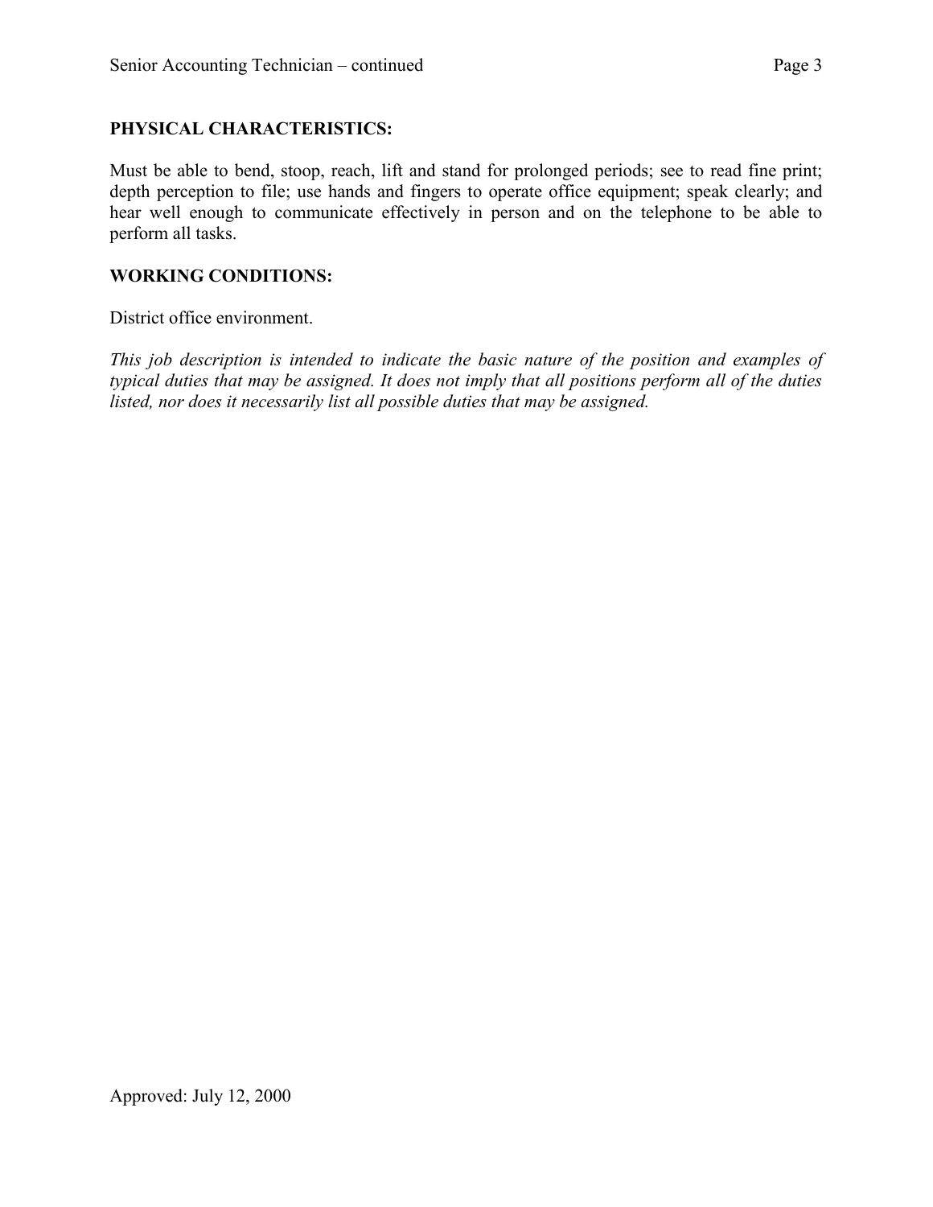**PHYSICAL CHARACTERISTICS:**

Must be able to bend, stoop, reach, lift and stand for prolonged periods; see to read fine print; depth perception to file; use hands and fingers to operate office equipment; speak clearly; and hear well enough to communicate effectively in person and on the telephone to be able to perform all tasks.

**WORKING CONDITIONS:**

District office environment.

*This job description is intended to indicate the basic nature of the position and examples of typical duties that may be assigned. It does not imply that all positions perform all of the duties listed, nor does it necessarily list all possible duties that may be assigned.*

Approved: July 12, 2000